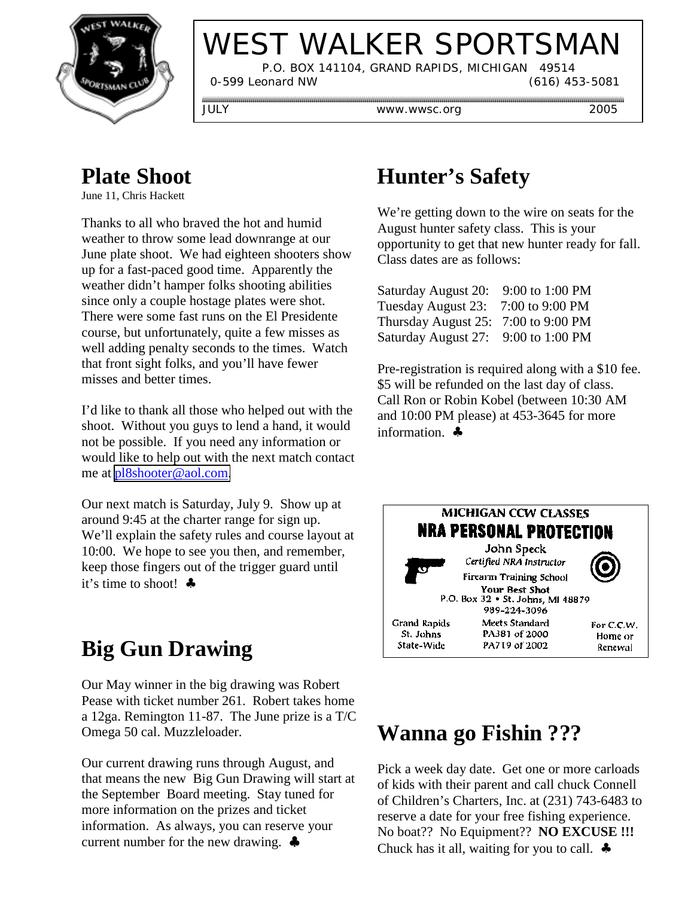# WEST WALKER SPORTSMAN

P.O. BOX 141104, GRAND RAPIDS, MICHIGAN 49514
0-599 Leonard NW (616) 453-5081

JULY www.wwsc.org 2005

## Plate Shoot

June 11, Chris Hackett

Thanks to all who braved the hot and humid weather to throw some lead downrange at our June plate shoot. We had eighteen shooters show up for a fast-paced good time. Apparently the weather didn't hamper folks shooting abilities since only a couple hostage plates were shot. There were some fast runs on the El Presidente course, but unfortunately, quite a few misses as well adding penalty seconds to the times. Watch that front sight folks, and you'll have fewer misses and better times.

I'd like to thank all those who helped out with the shoot. Without you guys to lend a hand, it would not be possible. If you need any information or would like to help out with the next match contact me at pl8shooter@aol.com.

Our next match is Saturday, July 9. Show up at around 9:45 at the charter range for sign up. We'll explain the safety rules and course layout at 10:00. We hope to see you then, and remember, keep those fingers out of the trigger guard until it's time to shoot! ♣

## Big Gun Drawing

Our May winner in the big drawing was Robert Pease with ticket number 261. Robert takes home a 12ga. Remington 11-87. The June prize is a T/C Omega 50 cal. Muzzleloader.

Our current drawing runs through August, and that means the new Big Gun Drawing will start at the September Board meeting. Stay tuned for more information on the prizes and ticket information. As always, you can reserve your current number for the new drawing. ♣

## Hunter's Safety

We're getting down to the wire on seats for the August hunter safety class. This is your opportunity to get that new hunter ready for fall. Class dates are as follows:

Saturday August 20: 9:00 to 1:00 PM
Tuesday August 23: 7:00 to 9:00 PM
Thursday August 25: 7:00 to 9:00 PM
Saturday August 27: 9:00 to 1:00 PM

Pre-registration is required along with a $10 fee. $5 will be refunded on the last day of class. Call Ron or Robin Kobel (between 10:30 AM and 10:00 PM please) at 453-3645 for more information. ♣

MICHIGAN CCW CLASSES
**NRA PERSONAL PROTECTION**
John Speck
*Certified NRA Instructor*
Firearm Training School
**Your Best Shot**
P.O. Box 32 • St. Johns, MI 48879
989-224-3096

Grand Rapids
St. Johns
State-Wide

Meets Standard
PA381 of 2000
PA719 of 2002

For C.C.W.
Home or
Renewal

## Wanna go Fishin ???

Pick a week day date. Get one or more carloads of kids with their parent and call chuck Connell of Children's Charters, Inc. at (231) 743-6483 to reserve a date for your free fishing experience. No boat?? No Equipment?? **NO EXCUSE !!!** Chuck has it all, waiting for you to call. ♣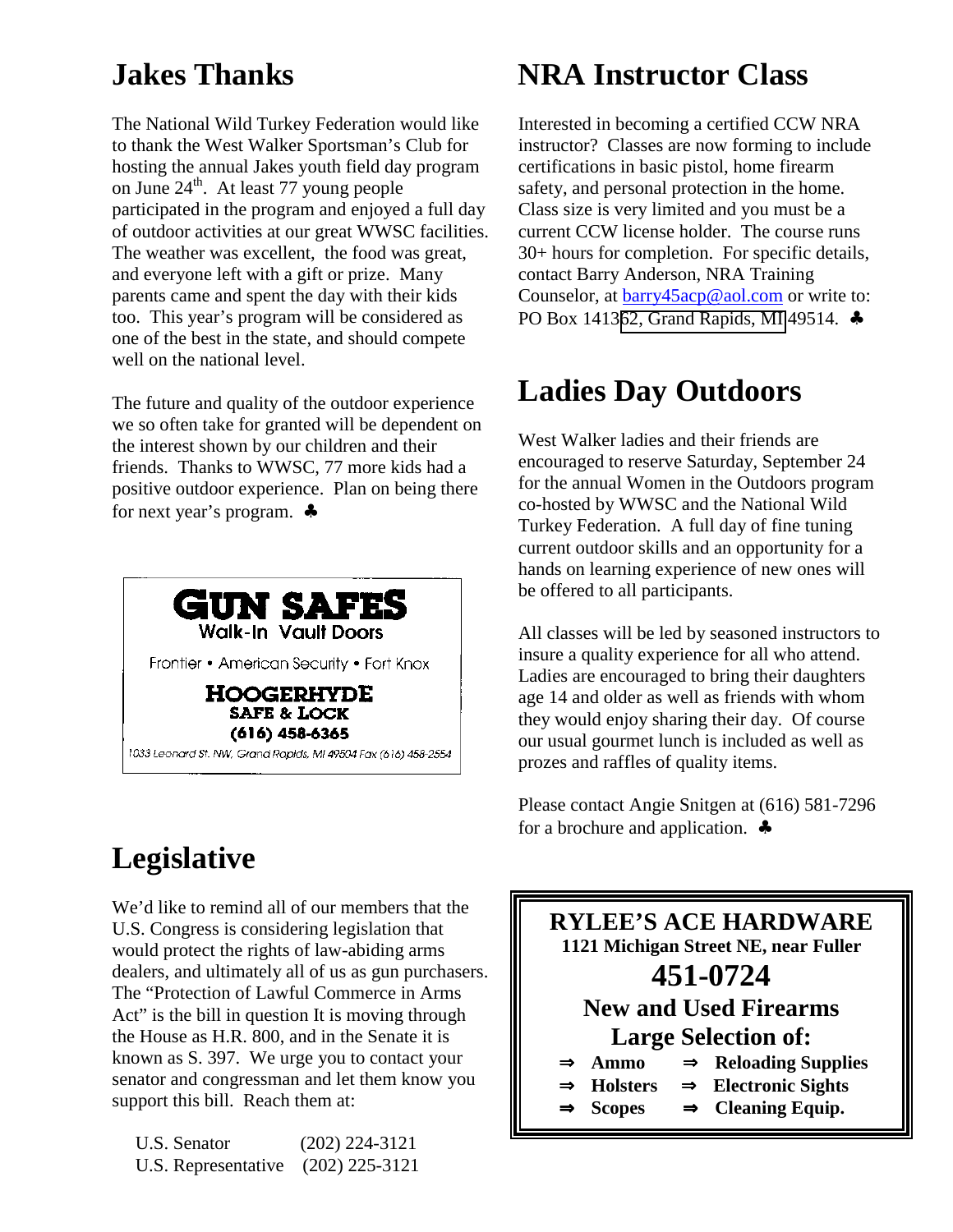## Jakes Thanks

The National Wild Turkey Federation would like to thank the West Walker Sportsman's Club for hosting the annual Jakes youth field day program on June 24th. At least 77 young people participated in the program and enjoyed a full day of outdoor activities at our great WWSC facilities. The weather was excellent, the food was great, and everyone left with a gift or prize. Many parents came and spent the day with their kids too. This year's program will be considered as one of the best in the state, and should compete well on the national level.

The future and quality of the outdoor experience we so often take for granted will be dependent on the interest shown by our children and their friends. Thanks to WWSC, 77 more kids had a positive outdoor experience. Plan on being there for next year's program. ♣

**GUN SAFES**
Walk-In Vault Doors

Frontier • American Security • Fort Knox

**HOOGERHYDE**
**SAFE & LOCK**
**(616) 458-6365**
1033 Leonard St. NW, Grand Rapids, MI 49504 Fax (616) 458-2554

## Legislative

We'd like to remind all of our members that the U.S. Congress is considering legislation that would protect the rights of law-abiding arms dealers, and ultimately all of us as gun purchasers. The "Protection of Lawful Commerce in Arms Act" is the bill in question It is moving through the House as H.R. 800, and in the Senate it is known as S. 397. We urge you to contact your senator and congressman and let them know you support this bill. Reach them at:

| | |
|---|---|
| U.S. Senator | (202) 224-3121 |
| U.S. Representative | (202) 225-3121 |

## NRA Instructor Class

Interested in becoming a certified CCW NRA instructor? Classes are now forming to include certifications in basic pistol, home firearm safety, and personal protection in the home. Class size is very limited and you must be a current CCW license holder. The course runs 30+ hours for completion. For specific details, contact Barry Anderson, NRA Training Counselor, at barry45acp@aol.com or write to: PO Box 141362, Grand Rapids, MI 49514. ♣

## Ladies Day Outdoors

West Walker ladies and their friends are encouraged to reserve Saturday, September 24 for the annual Women in the Outdoors program co-hosted by WWSC and the National Wild Turkey Federation. A full day of fine tuning current outdoor skills and an opportunity for a hands on learning experience of new ones will be offered to all participants.

All classes will be led by seasoned instructors to insure a quality experience for all who attend. Ladies are encouraged to bring their daughters age 14 and older as well as friends with whom they would enjoy sharing their day. Of course our usual gourmet lunch is included as well as prozes and raffles of quality items.

Please contact Angie Snitgen at (616) 581-7296 for a brochure and application. ♣

**RYLEE'S ACE HARDWARE**
**1121 Michigan Street NE, near Fuller**
**451-0724**
**New and Used Firearms**
**Large Selection of:**

- ⇒ **Ammo** ⇒ **Reloading Supplies**
- ⇒ **Holsters** ⇒ **Electronic Sights**
- ⇒ **Scopes** ⇒ **Cleaning Equip.**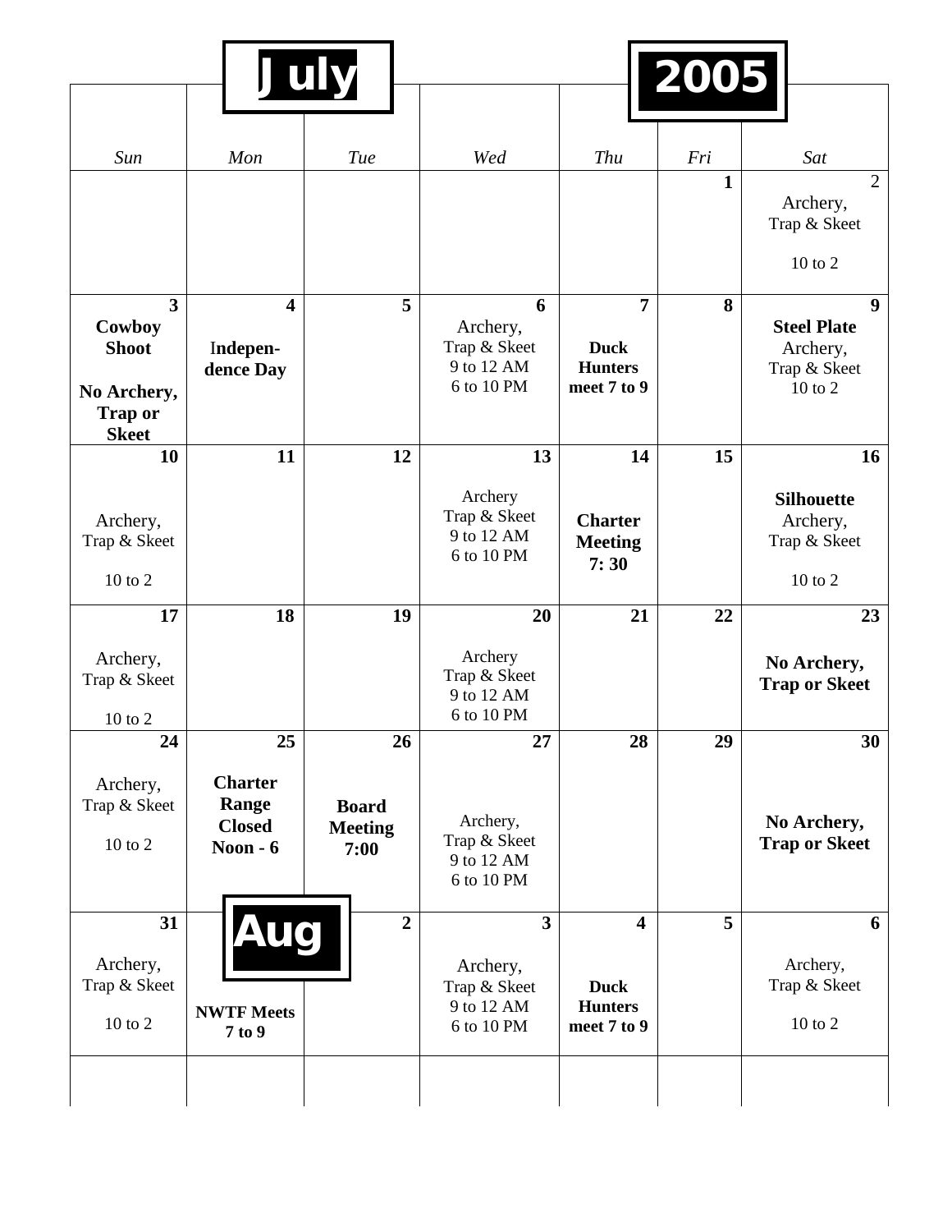# July 2005

| Sun | Mon | Tue | Wed | Thu | Fri | Sat |
|---|---|---|---|---|---|---|
| | | | | | **1** | 2 Archery, Trap & Skeet 10 to 2 |
| **3** **Cowboy Shoot** **No Archery, Trap or Skeet** | **4** Indepen-dence Day | **5** | **6** Archery, Trap & Skeet 9 to 12 AM 6 to 10 PM | **7** **Duck Hunters meet 7 to 9** | **8** | **9** **Steel Plate** Archery, Trap & Skeet 10 to 2 |
| **10** Archery, Trap & Skeet 10 to 2 | **11** | **12** | **13** Archery Trap & Skeet 9 to 12 AM 6 to 10 PM | **14** **Charter Meeting 7: 30** | **15** | **16** **Silhouette** Archery, Trap & Skeet 10 to 2 |
| **17** Archery, Trap & Skeet 10 to 2 | **18** | **19** | **20** Archery Trap & Skeet 9 to 12 AM 6 to 10 PM | **21** | **22** | **23** **No Archery, Trap or Skeet** |
| **24** Archery, Trap & Skeet 10 to 2 | **25** **Charter Range Closed Noon - 6** | **26** **Board Meeting 7:00** | **27** Archery, Trap & Skeet 9 to 12 AM 6 to 10 PM | **28** | **29** | **30** **No Archery, Trap or Skeet** |
| **31** Archery, Trap & Skeet 10 to 2 | **Aug** **NWTF Meets 7 to 9** | **2** | **3** Archery, Trap & Skeet 9 to 12 AM 6 to 10 PM | **4** **Duck Hunters meet 7 to 9** | **5** | **6** Archery, Trap & Skeet 10 to 2 |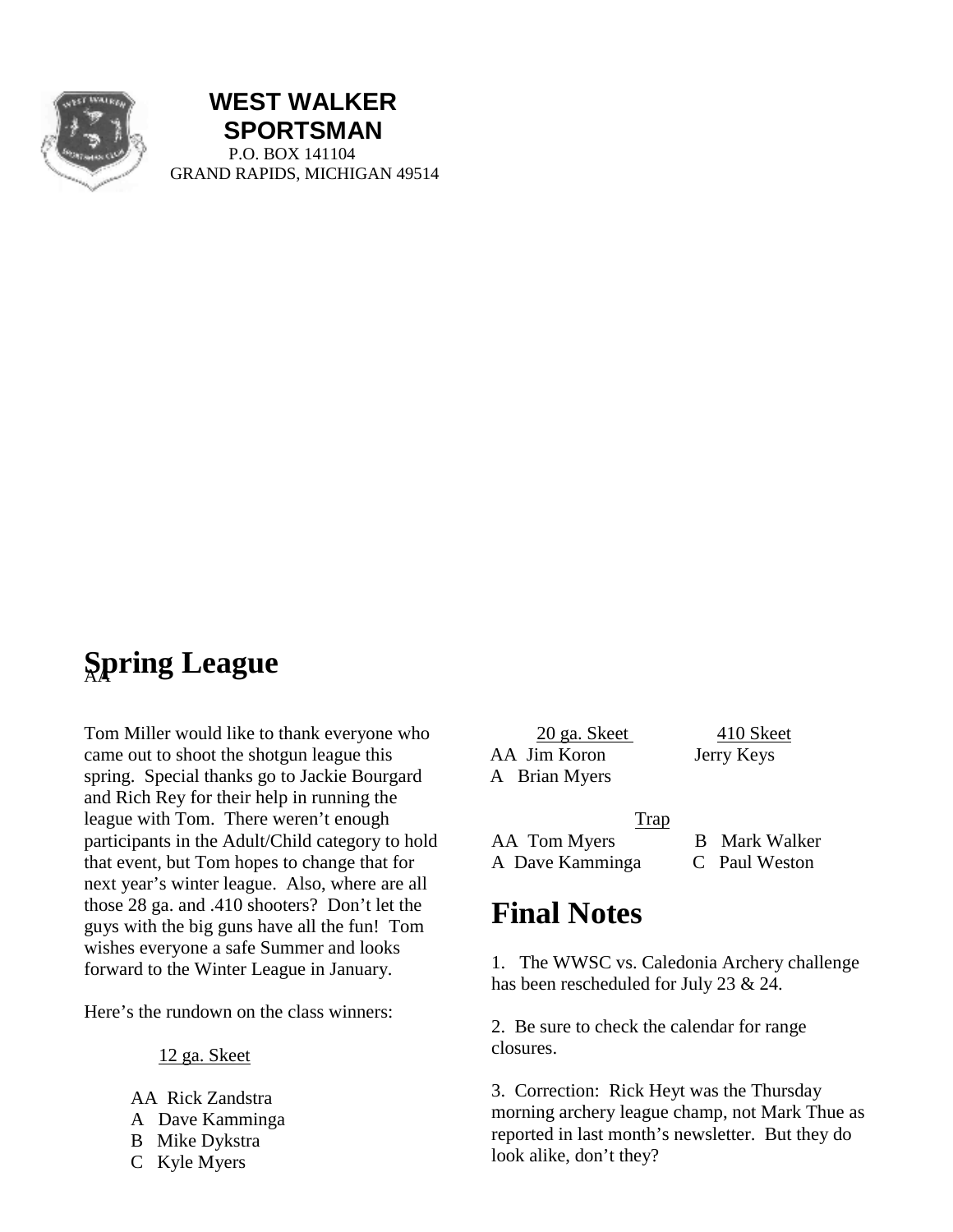**WEST WALKER SPORTSMAN**
P.O. BOX 141104
GRAND RAPIDS, MICHIGAN 49514

# Spring League

AA

Tom Miller would like to thank everyone who came out to shoot the shotgun league this spring. Special thanks go to Jackie Bourgard and Rich Rey for their help in running the league with Tom. There weren't enough participants in the Adult/Child category to hold that event, but Tom hopes to change that for next year's winter league. Also, where are all those 28 ga. and .410 shooters? Don't let the guys with the big guns have all the fun! Tom wishes everyone a safe Summer and looks forward to the Winter League in January.

Here's the rundown on the class winners:

12 ga. Skeet

AA Rick Zandstra
A Dave Kamminga
B Mike Dykstra
C Kyle Myers

20 ga. Skeet

AA Jim Koron
A Brian Myers

410 Skeet

Jerry Keys

Trap

AA Tom Myers
A Dave Kamminga
B Mark Walker
C Paul Weston

# Final Notes

1. The WWSC vs. Caledonia Archery challenge has been rescheduled for July 23 & 24.

2. Be sure to check the calendar for range closures.

3. Correction: Rick Heyt was the Thursday morning archery league champ, not Mark Thue as reported in last month's newsletter. But they do look alike, don't they?